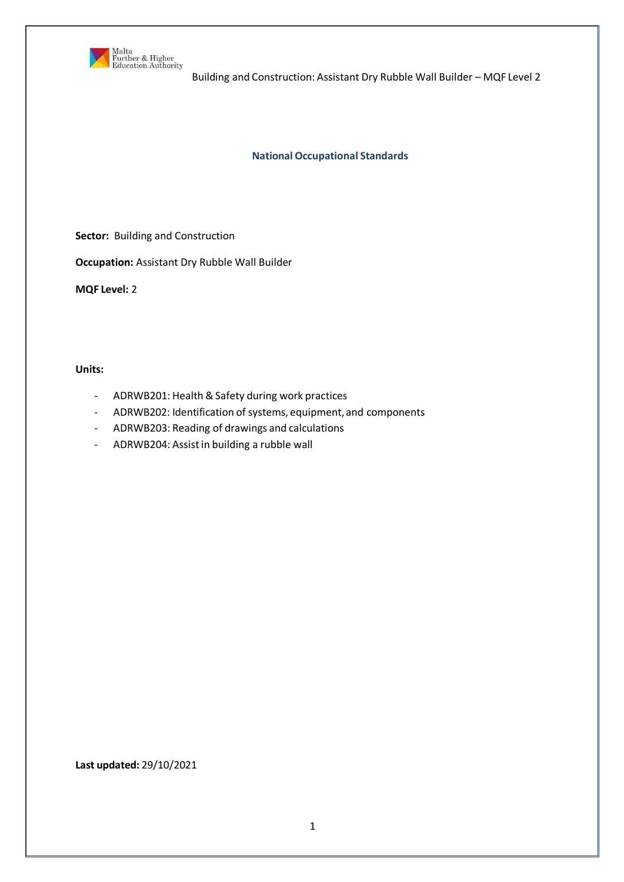# National Occupational Standards

**Sector:** Building and Construction

**Occupation:** Assistant Dry Rubble Wall Builder

**MQF Level:** 2

**Units:**

- ADRWB201: Health & Safety during work practices
- ADRWB202: Identification of systems, equipment, and components
- ADRWB203: Reading of drawings and calculations
- ADRWB204: Assist in building a rubble wall

**Last updated:** 29/10/2021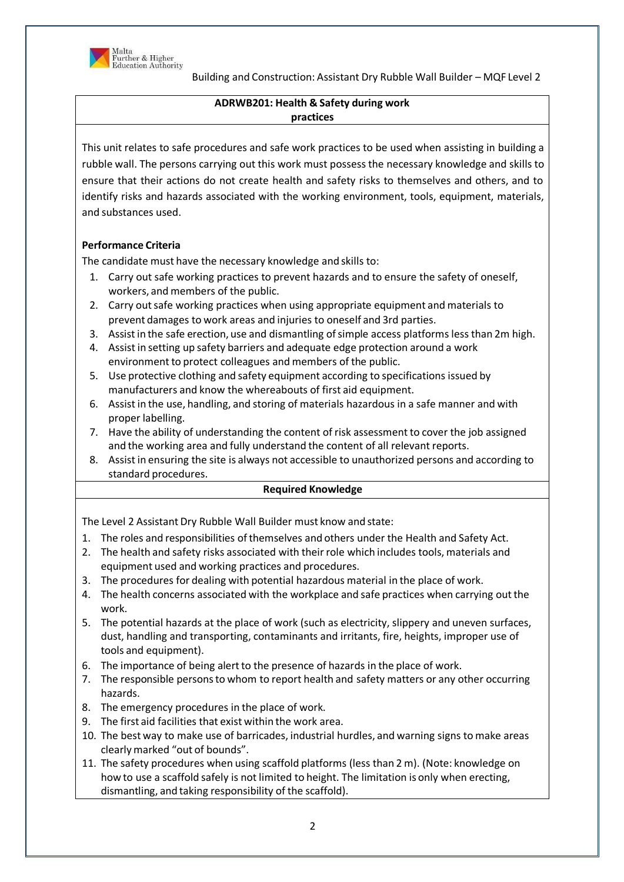## ADRWB201: Health & Safety during work practices

This unit relates to safe procedures and safe work practices to be used when assisting in building a rubble wall. The persons carrying out this work must possess the necessary knowledge and skills to ensure that their actions do not create health and safety risks to themselves and others, and to identify risks and hazards associated with the working environment, tools, equipment, materials, and substances used.

**Performance Criteria**

The candidate must have the necessary knowledge and skills to:

1. Carry out safe working practices to prevent hazards and to ensure the safety of oneself, workers, and members of the public.
2. Carry out safe working practices when using appropriate equipment and materials to prevent damages to work areas and injuries to oneself and 3rd parties.
3. Assist in the safe erection, use and dismantling of simple access platforms less than 2m high.
4. Assist in setting up safety barriers and adequate edge protection around a work environment to protect colleagues and members of the public.
5. Use protective clothing and safety equipment according to specifications issued by manufacturers and know the whereabouts of first aid equipment.
6. Assist in the use, handling, and storing of materials hazardous in a safe manner and with proper labelling.
7. Have the ability of understanding the content of risk assessment to cover the job assigned and the working area and fully understand the content of all relevant reports.
8. Assist in ensuring the site is always not accessible to unauthorized persons and according to standard procedures.

### Required Knowledge

The Level 2 Assistant Dry Rubble Wall Builder must know and state:

1. The roles and responsibilities of themselves and others under the Health and Safety Act.
2. The health and safety risks associated with their role which includes tools, materials and equipment used and working practices and procedures.
3. The procedures for dealing with potential hazardous material in the place of work.
4. The health concerns associated with the workplace and safe practices when carrying out the work.
5. The potential hazards at the place of work (such as electricity, slippery and uneven surfaces, dust, handling and transporting, contaminants and irritants, fire, heights, improper use of tools and equipment).
6. The importance of being alert to the presence of hazards in the place of work.
7. The responsible persons to whom to report health and safety matters or any other occurring hazards.
8. The emergency procedures in the place of work.
9. The first aid facilities that exist within the work area.
10. The best way to make use of barricades, industrial hurdles, and warning signs to make areas clearly marked "out of bounds".
11. The safety procedures when using scaffold platforms (less than 2 m). (Note: knowledge on how to use a scaffold safely is not limited to height. The limitation is only when erecting, dismantling, and taking responsibility of the scaffold).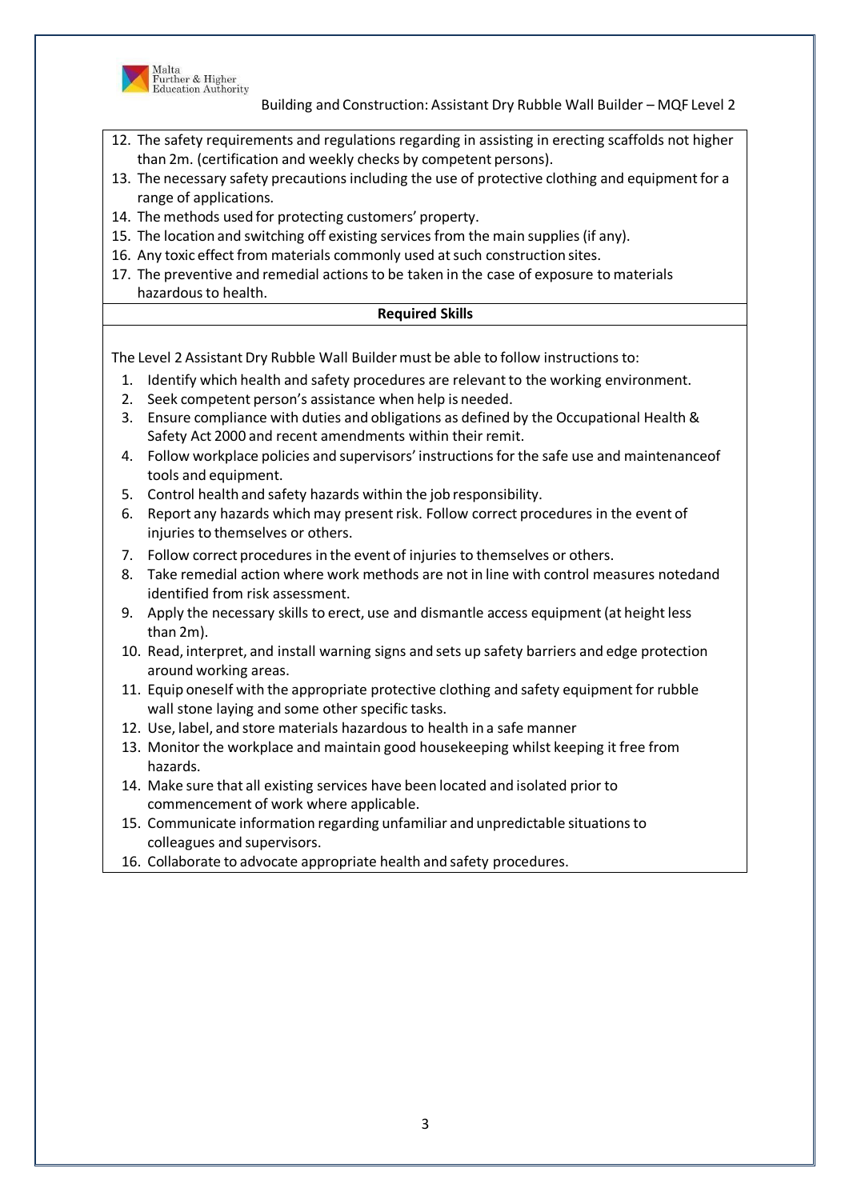12. The safety requirements and regulations regarding in assisting in erecting scaffolds not higher than 2m. (certification and weekly checks by competent persons).
13. The necessary safety precautions including the use of protective clothing and equipment for a range of applications.
14. The methods used for protecting customers' property.
15. The location and switching off existing services from the main supplies (if any).
16. Any toxic effect from materials commonly used at such construction sites.
17. The preventive and remedial actions to be taken in the case of exposure to materials hazardous to health.

**Required Skills**

The Level 2 Assistant Dry Rubble Wall Builder must be able to follow instructions to:

1. Identify which health and safety procedures are relevant to the working environment.
2. Seek competent person's assistance when help is needed.
3. Ensure compliance with duties and obligations as defined by the Occupational Health & Safety Act 2000 and recent amendments within their remit.
4. Follow workplace policies and supervisors' instructions for the safe use and maintenanceof tools and equipment.
5. Control health and safety hazards within the job responsibility.
6. Report any hazards which may present risk. Follow correct procedures in the event of injuries to themselves or others.
7. Follow correct procedures in the event of injuries to themselves or others.
8. Take remedial action where work methods are not in line with control measures notedand identified from risk assessment.
9. Apply the necessary skills to erect, use and dismantle access equipment (at height less than 2m).
10. Read, interpret, and install warning signs and sets up safety barriers and edge protection around working areas.
11. Equip oneself with the appropriate protective clothing and safety equipment for rubble wall stone laying and some other specific tasks.
12. Use, label, and store materials hazardous to health in a safe manner
13. Monitor the workplace and maintain good housekeeping whilst keeping it free from hazards.
14. Make sure that all existing services have been located and isolated prior to commencement of work where applicable.
15. Communicate information regarding unfamiliar and unpredictable situations to colleagues and supervisors.
16. Collaborate to advocate appropriate health and safety procedures.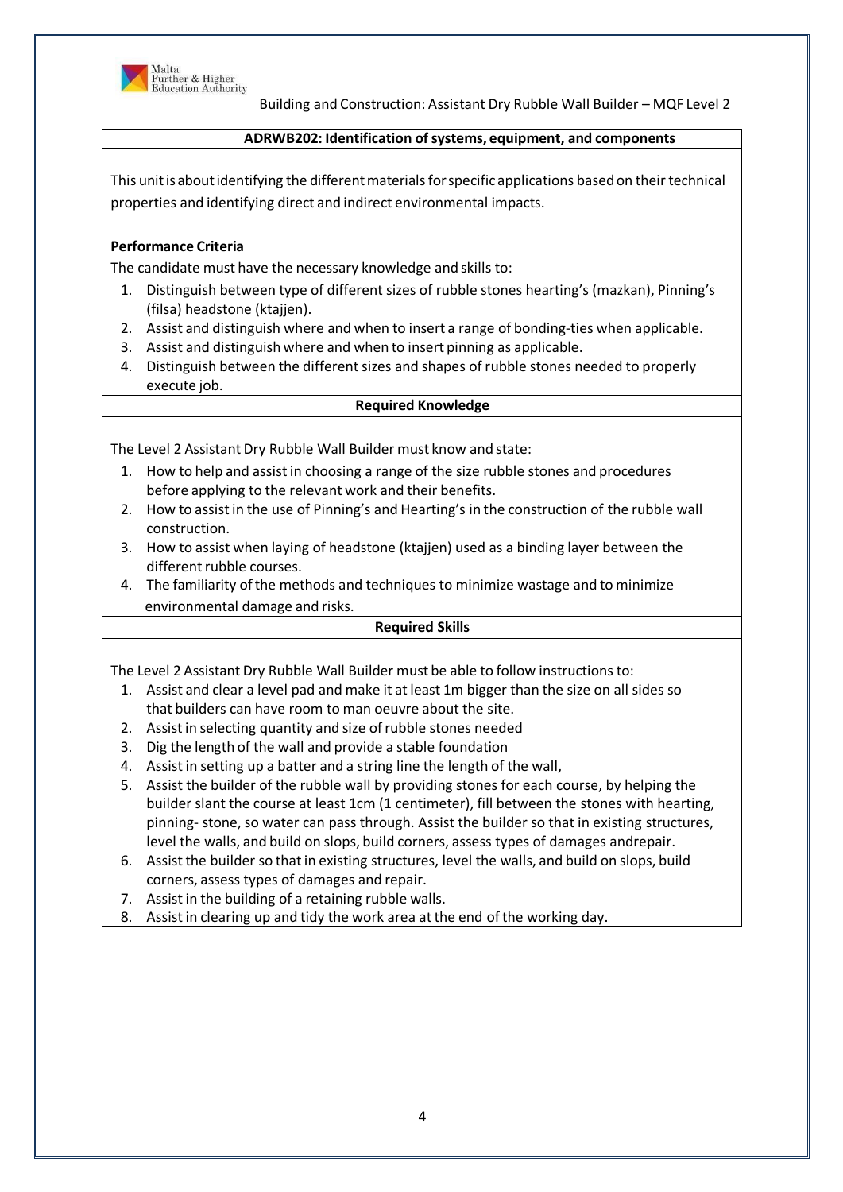## ADRWB202: Identification of systems, equipment, and components

This unit is about identifying the different materials for specific applications based on their technical properties and identifying direct and indirect environmental impacts.

**Performance Criteria**

The candidate must have the necessary knowledge and skills to:

1. Distinguish between type of different sizes of rubble stones hearting's (mazkan), Pinning's (filsa) headstone (ktajjen).
2. Assist and distinguish where and when to insert a range of bonding-ties when applicable.
3. Assist and distinguish where and when to insert pinning as applicable.
4. Distinguish between the different sizes and shapes of rubble stones needed to properly execute job.

### Required Knowledge

The Level 2 Assistant Dry Rubble Wall Builder must know and state:

1. How to help and assist in choosing a range of the size rubble stones and procedures before applying to the relevant work and their benefits.
2. How to assist in the use of Pinning's and Hearting's in the construction of the rubble wall construction.
3. How to assist when laying of headstone (ktajjen) used as a binding layer between the different rubble courses.
4. The familiarity of the methods and techniques to minimize wastage and to minimize environmental damage and risks.

### Required Skills

The Level 2 Assistant Dry Rubble Wall Builder must be able to follow instructions to:

1. Assist and clear a level pad and make it at least 1m bigger than the size on all sides so that builders can have room to man oeuvre about the site.
2. Assist in selecting quantity and size of rubble stones needed
3. Dig the length of the wall and provide a stable foundation
4. Assist in setting up a batter and a string line the length of the wall,
5. Assist the builder of the rubble wall by providing stones for each course, by helping the builder slant the course at least 1cm (1 centimeter), fill between the stones with hearting, pinning- stone, so water can pass through. Assist the builder so that in existing structures, level the walls, and build on slops, build corners, assess types of damages andrepair.
6. Assist the builder so that in existing structures, level the walls, and build on slops, build corners, assess types of damages and repair.
7. Assist in the building of a retaining rubble walls.
8. Assist in clearing up and tidy the work area at the end of the working day.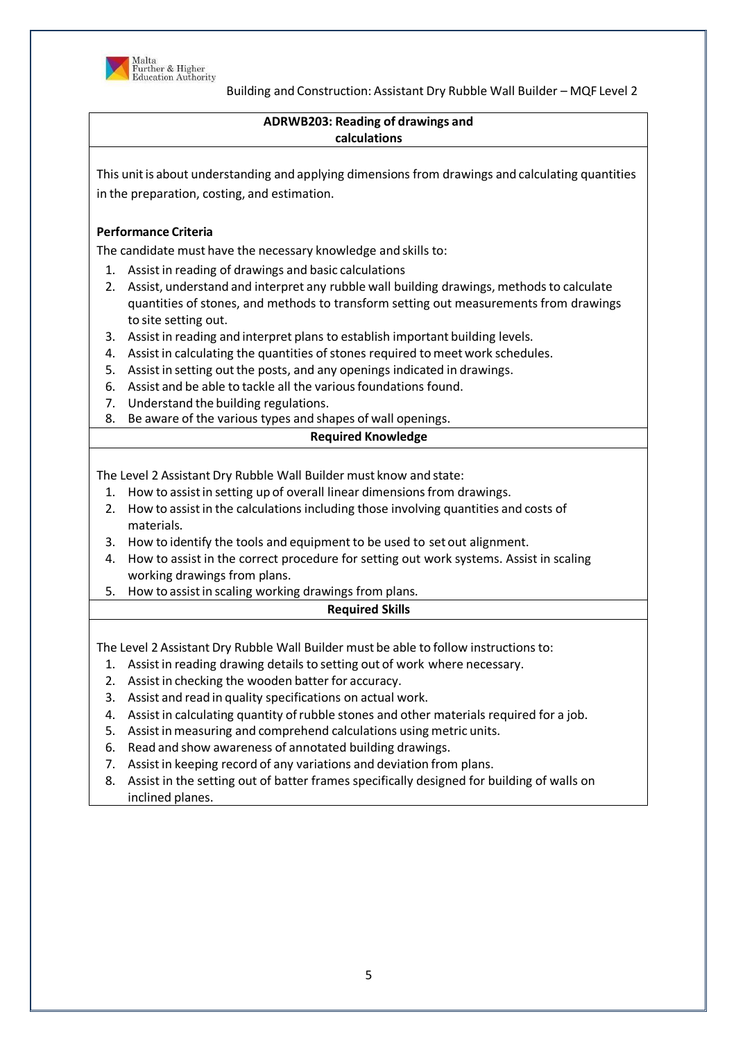## ADRWB203: Reading of drawings and calculations

This unit is about understanding and applying dimensions from drawings and calculating quantities in the preparation, costing, and estimation.

**Performance Criteria**

The candidate must have the necessary knowledge and skills to:

1. Assist in reading of drawings and basic calculations
2. Assist, understand and interpret any rubble wall building drawings, methods to calculate quantities of stones, and methods to transform setting out measurements from drawings to site setting out.
3. Assist in reading and interpret plans to establish important building levels.
4. Assist in calculating the quantities of stones required to meet work schedules.
5. Assist in setting out the posts, and any openings indicated in drawings.
6. Assist and be able to tackle all the various foundations found.
7. Understand the building regulations.
8. Be aware of the various types and shapes of wall openings.

**Required Knowledge**

The Level 2 Assistant Dry Rubble Wall Builder must know and state:

1. How to assist in setting up of overall linear dimensions from drawings.
2. How to assist in the calculations including those involving quantities and costs of materials.
3. How to identify the tools and equipment to be used to set out alignment.
4. How to assist in the correct procedure for setting out work systems. Assist in scaling working drawings from plans.
5. How to assist in scaling working drawings from plans.

**Required Skills**

The Level 2 Assistant Dry Rubble Wall Builder must be able to follow instructions to:

1. Assist in reading drawing details to setting out of work where necessary.
2. Assist in checking the wooden batter for accuracy.
3. Assist and read in quality specifications on actual work.
4. Assist in calculating quantity of rubble stones and other materials required for a job.
5. Assist in measuring and comprehend calculations using metric units.
6. Read and show awareness of annotated building drawings.
7. Assist in keeping record of any variations and deviation from plans.
8. Assist in the setting out of batter frames specifically designed for building of walls on inclined planes.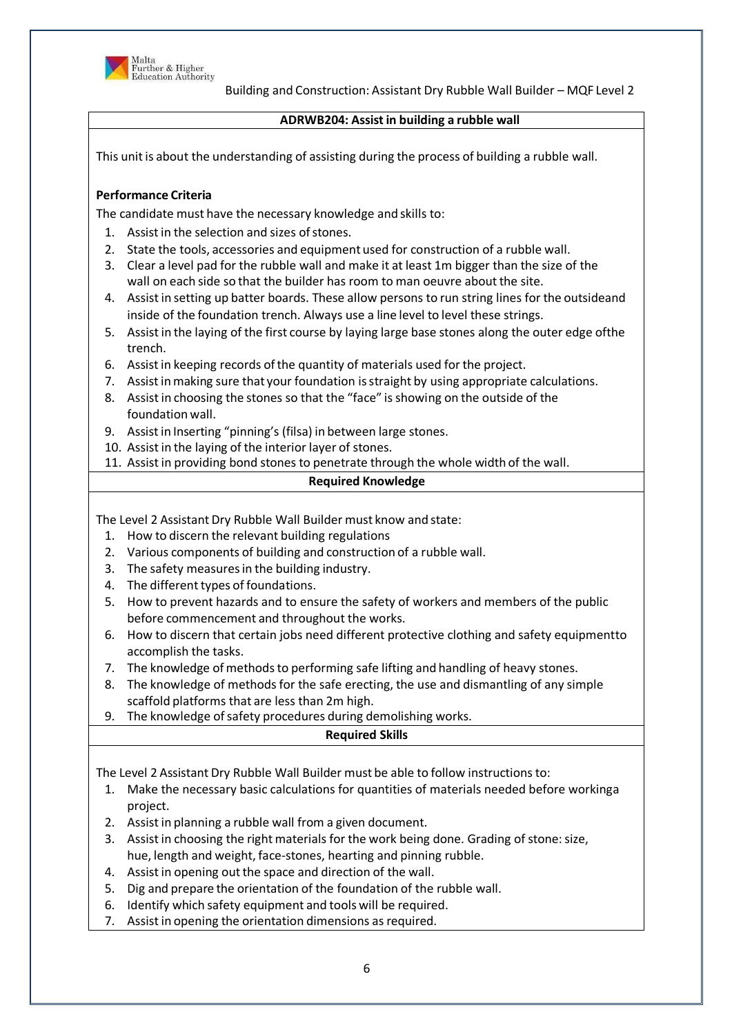## ADRWB204: Assist in building a rubble wall

This unit is about the understanding of assisting during the process of building a rubble wall.

**Performance Criteria**

The candidate must have the necessary knowledge and skills to:

1. Assist in the selection and sizes of stones.
2. State the tools, accessories and equipment used for construction of a rubble wall.
3. Clear a level pad for the rubble wall and make it at least 1m bigger than the size of the wall on each side so that the builder has room to man oeuvre about the site.
4. Assist in setting up batter boards. These allow persons to run string lines for the outsideand inside of the foundation trench. Always use a line level to level these strings.
5. Assist in the laying of the first course by laying large base stones along the outer edge ofthe trench.
6. Assist in keeping records of the quantity of materials used for the project.
7. Assist in making sure that your foundation is straight by using appropriate calculations.
8. Assist in choosing the stones so that the "face" is showing on the outside of the foundation wall.
9. Assist in Inserting "pinning's (filsa) in between large stones.
10. Assist in the laying of the interior layer of stones.
11. Assist in providing bond stones to penetrate through the whole width of the wall.

**Required Knowledge**

The Level 2 Assistant Dry Rubble Wall Builder must know and state:

1. How to discern the relevant building regulations
2. Various components of building and construction of a rubble wall.
3. The safety measures in the building industry.
4. The different types of foundations.
5. How to prevent hazards and to ensure the safety of workers and members of the public before commencement and throughout the works.
6. How to discern that certain jobs need different protective clothing and safety equipmentto accomplish the tasks.
7. The knowledge of methods to performing safe lifting and handling of heavy stones.
8. The knowledge of methods for the safe erecting, the use and dismantling of any simple scaffold platforms that are less than 2m high.
9. The knowledge of safety procedures during demolishing works.

**Required Skills**

The Level 2 Assistant Dry Rubble Wall Builder must be able to follow instructions to:

1. Make the necessary basic calculations for quantities of materials needed before workinga project.
2. Assist in planning a rubble wall from a given document.
3. Assist in choosing the right materials for the work being done. Grading of stone: size, hue, length and weight, face-stones, hearting and pinning rubble.
4. Assist in opening out the space and direction of the wall.
5. Dig and prepare the orientation of the foundation of the rubble wall.
6. Identify which safety equipment and tools will be required.
7. Assist in opening the orientation dimensions as required.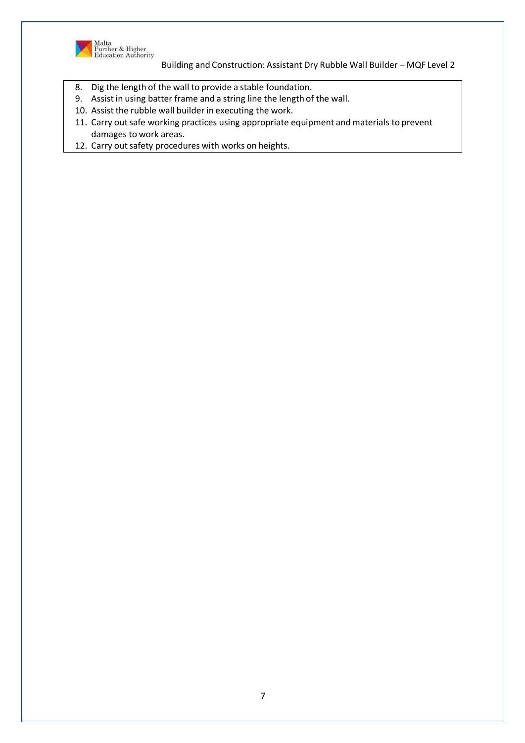8. Dig the length of the wall to provide a stable foundation.
9. Assist in using batter frame and a string line the length of the wall.
10. Assist the rubble wall builder in executing the work.
11. Carry out safe working practices using appropriate equipment and materials to prevent damages to work areas.
12. Carry out safety procedures with works on heights.